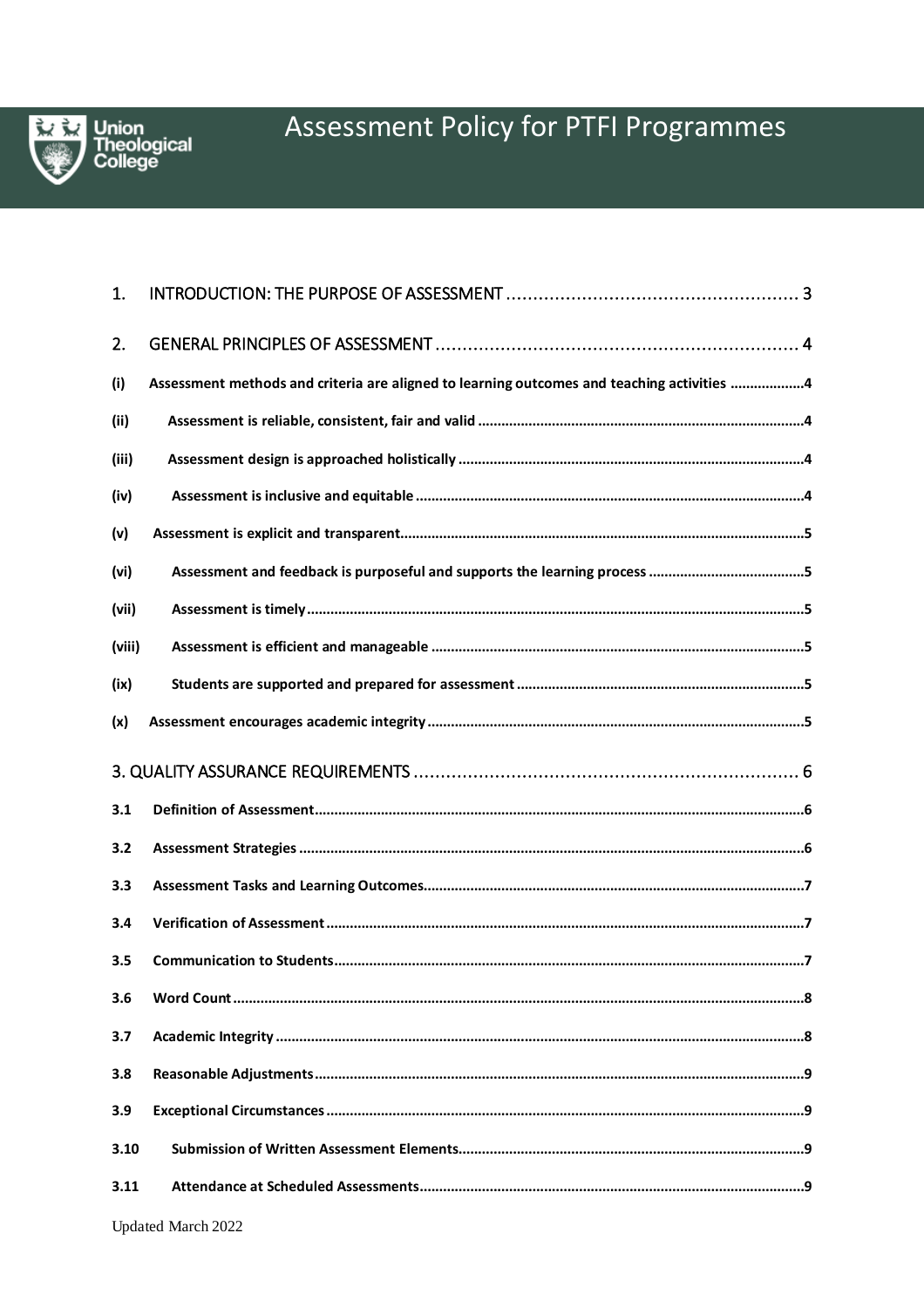# Assessment Policy for PTFI Programmes

1. INTRODUCTION: THE PURPOSE OF ASSESSMENT ..................................................... 3

2. GENERAL PRINCIPLES OF ASSESSMENT ................................................................. 4

**(i) Assessment methods and criteria are aligned to learning outcomes and teaching activities ...................4**

**(ii) Assessment is reliable, consistent, fair and valid ...................................................................................4**

**(iii) Assessment design is approached holistically ........................................................................................4**

**(iv) Assessment is inclusive and equitable ...................................................................................................4**

**(v) Assessment is explicit and transparent.......................................................................................................5**

**(vi) Assessment and feedback is purposeful and supports the learning process ........................................5**

**(vii) Assessment is timely ..............................................................................................................................5**

**(viii) Assessment is efficient and manageable ...............................................................................................5**

**(ix) Students are supported and prepared for assessment .........................................................................5**

**(x) Assessment encourages academic integrity ................................................................................................5**

3. QUALITY ASSURANCE REQUIREMENTS ..................................................................... 6

**3.1 Definition of Assessment.............................................................................................................................6**

**3.2 Assessment Strategies .................................................................................................................................6**

**3.3 Assessment Tasks and Learning Outcomes.................................................................................................7**

**3.4 Verification of Assessment ..........................................................................................................................7**

**3.5 Communication to Students........................................................................................................................7**

**3.6 Word Count .................................................................................................................................................8**

**3.7 Academic Integrity ......................................................................................................................................8**

**3.8 Reasonable Adjustments.............................................................................................................................9**

**3.9 Exceptional Circumstances .........................................................................................................................9**

**3.10 Submission of Written Assessment Elements........................................................................................9**

**3.11 Attendance at Scheduled Assessments..................................................................................................9**

Updated March 2022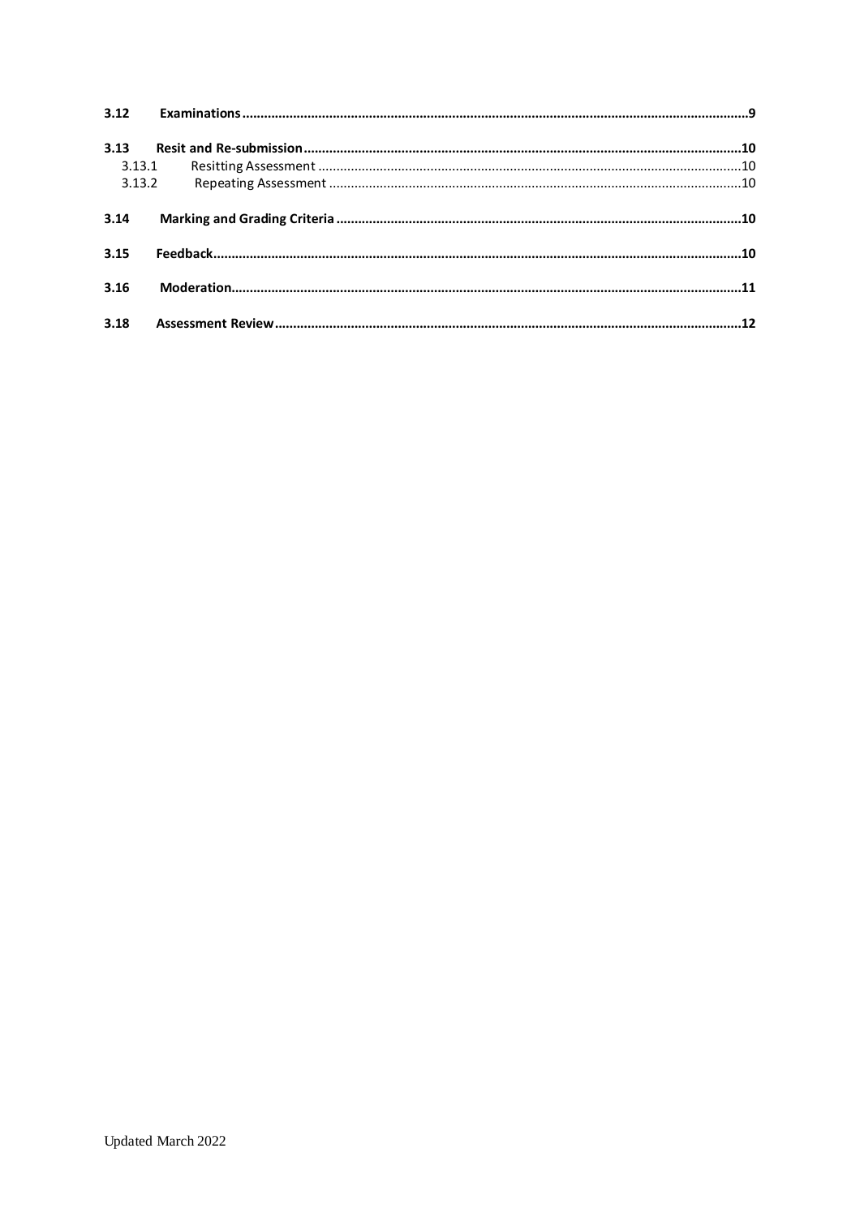| | | |
|---|---|---|
| **3.12** | **Examinations** | **9** |
| **3.13** | **Resit and Re-submission** | **10** |
| 3.13.1 | Resitting Assessment | 10 |
| 3.13.2 | Repeating Assessment | 10 |
| **3.14** | **Marking and Grading Criteria** | **10** |
| **3.15** | **Feedback** | **10** |
| **3.16** | **Moderation** | **11** |
| **3.18** | **Assessment Review** | **12** |

Updated March 2022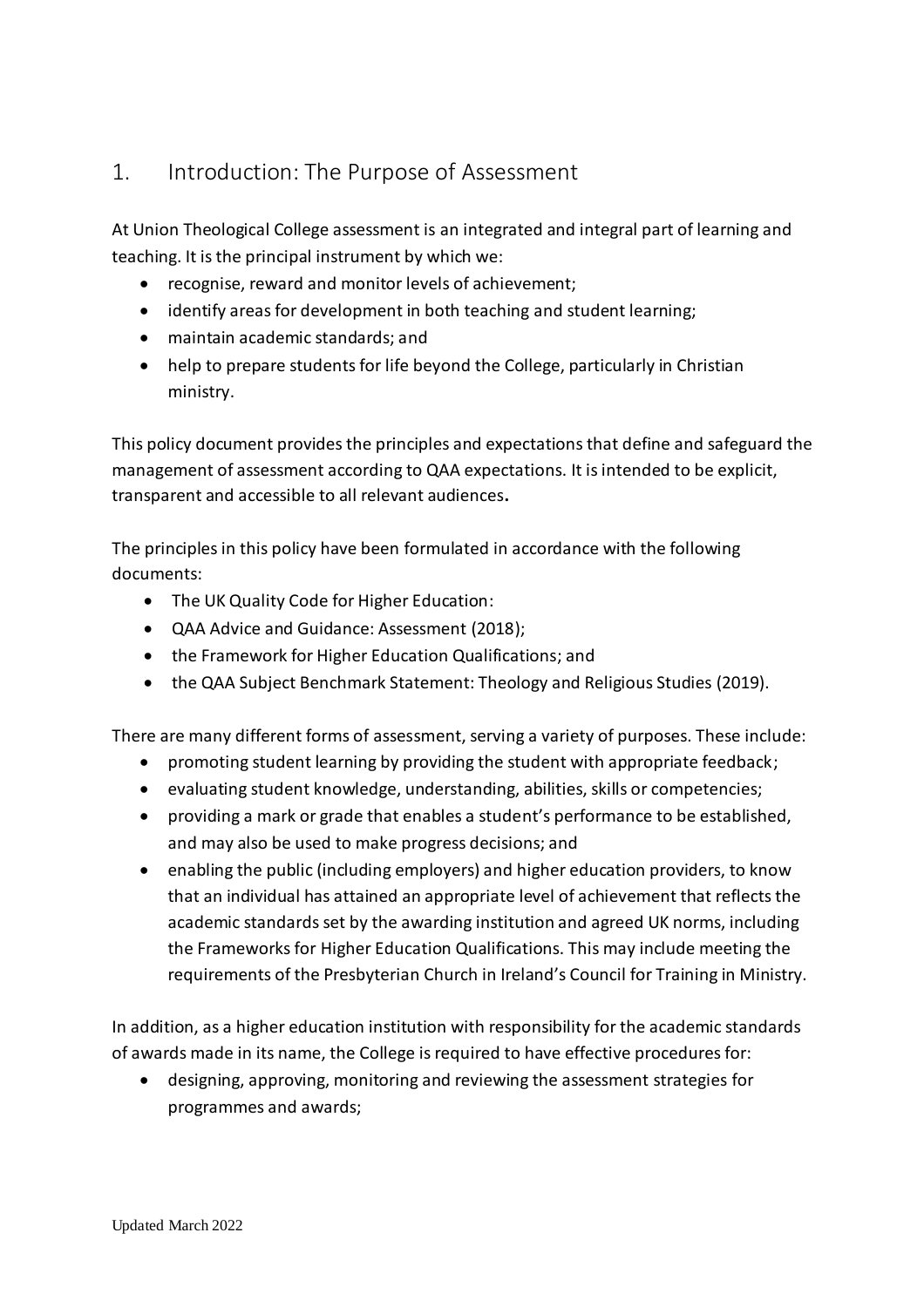## 1. Introduction: The Purpose of Assessment

At Union Theological College assessment is an integrated and integral part of learning and teaching. It is the principal instrument by which we:

- recognise, reward and monitor levels of achievement;
- identify areas for development in both teaching and student learning;
- maintain academic standards; and
- help to prepare students for life beyond the College, particularly in Christian ministry.

This policy document provides the principles and expectations that define and safeguard the management of assessment according to QAA expectations. It is intended to be explicit, transparent and accessible to all relevant audiences**.**

The principles in this policy have been formulated in accordance with the following documents:

- The UK Quality Code for Higher Education:
- QAA Advice and Guidance: Assessment (2018);
- the Framework for Higher Education Qualifications; and
- the QAA Subject Benchmark Statement: Theology and Religious Studies (2019).

There are many different forms of assessment, serving a variety of purposes. These include:

- promoting student learning by providing the student with appropriate feedback;
- evaluating student knowledge, understanding, abilities, skills or competencies;
- providing a mark or grade that enables a student's performance to be established, and may also be used to make progress decisions; and
- enabling the public (including employers) and higher education providers, to know that an individual has attained an appropriate level of achievement that reflects the academic standards set by the awarding institution and agreed UK norms, including the Frameworks for Higher Education Qualifications. This may include meeting the requirements of the Presbyterian Church in Ireland's Council for Training in Ministry.

In addition, as a higher education institution with responsibility for the academic standards of awards made in its name, the College is required to have effective procedures for:

- designing, approving, monitoring and reviewing the assessment strategies for programmes and awards;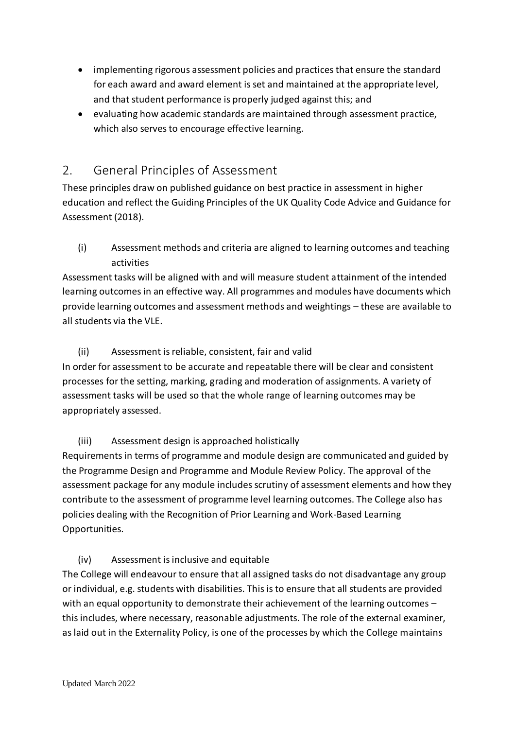- implementing rigorous assessment policies and practices that ensure the standard for each award and award element is set and maintained at the appropriate level, and that student performance is properly judged against this; and
- evaluating how academic standards are maintained through assessment practice, which also serves to encourage effective learning.

## 2. General Principles of Assessment

These principles draw on published guidance on best practice in assessment in higher education and reflect the Guiding Principles of the UK Quality Code Advice and Guidance for Assessment (2018).

(i) Assessment methods and criteria are aligned to learning outcomes and teaching activities

Assessment tasks will be aligned with and will measure student attainment of the intended learning outcomes in an effective way. All programmes and modules have documents which provide learning outcomes and assessment methods and weightings – these are available to all students via the VLE.

(ii) Assessment is reliable, consistent, fair and valid

In order for assessment to be accurate and repeatable there will be clear and consistent processes for the setting, marking, grading and moderation of assignments. A variety of assessment tasks will be used so that the whole range of learning outcomes may be appropriately assessed.

(iii) Assessment design is approached holistically

Requirements in terms of programme and module design are communicated and guided by the Programme Design and Programme and Module Review Policy. The approval of the assessment package for any module includes scrutiny of assessment elements and how they contribute to the assessment of programme level learning outcomes. The College also has policies dealing with the Recognition of Prior Learning and Work-Based Learning Opportunities.

(iv) Assessment is inclusive and equitable

The College will endeavour to ensure that all assigned tasks do not disadvantage any group or individual, e.g. students with disabilities. This is to ensure that all students are provided with an equal opportunity to demonstrate their achievement of the learning outcomes – this includes, where necessary, reasonable adjustments. The role of the external examiner, as laid out in the Externality Policy, is one of the processes by which the College maintains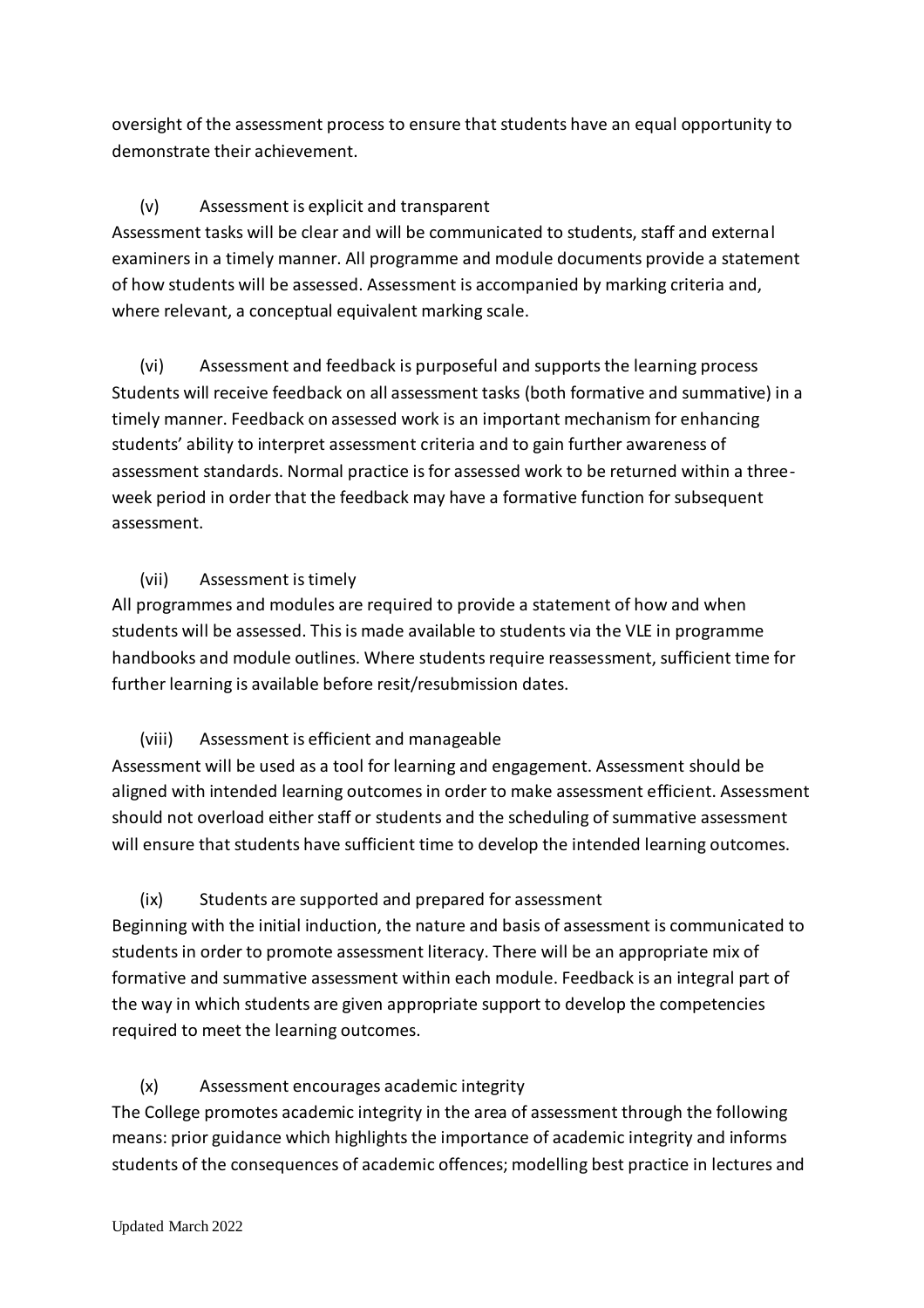oversight of the assessment process to ensure that students have an equal opportunity to demonstrate their achievement.

(v) Assessment is explicit and transparent

Assessment tasks will be clear and will be communicated to students, staff and external examiners in a timely manner. All programme and module documents provide a statement of how students will be assessed. Assessment is accompanied by marking criteria and, where relevant, a conceptual equivalent marking scale.

(vi) Assessment and feedback is purposeful and supports the learning process

Students will receive feedback on all assessment tasks (both formative and summative) in a timely manner. Feedback on assessed work is an important mechanism for enhancing students' ability to interpret assessment criteria and to gain further awareness of assessment standards. Normal practice is for assessed work to be returned within a three-week period in order that the feedback may have a formative function for subsequent assessment.

(vii) Assessment is timely

All programmes and modules are required to provide a statement of how and when students will be assessed. This is made available to students via the VLE in programme handbooks and module outlines. Where students require reassessment, sufficient time for further learning is available before resit/resubmission dates.

(viii) Assessment is efficient and manageable

Assessment will be used as a tool for learning and engagement. Assessment should be aligned with intended learning outcomes in order to make assessment efficient. Assessment should not overload either staff or students and the scheduling of summative assessment will ensure that students have sufficient time to develop the intended learning outcomes.

(ix) Students are supported and prepared for assessment

Beginning with the initial induction, the nature and basis of assessment is communicated to students in order to promote assessment literacy. There will be an appropriate mix of formative and summative assessment within each module. Feedback is an integral part of the way in which students are given appropriate support to develop the competencies required to meet the learning outcomes.

(x) Assessment encourages academic integrity

The College promotes academic integrity in the area of assessment through the following means: prior guidance which highlights the importance of academic integrity and informs students of the consequences of academic offences; modelling best practice in lectures and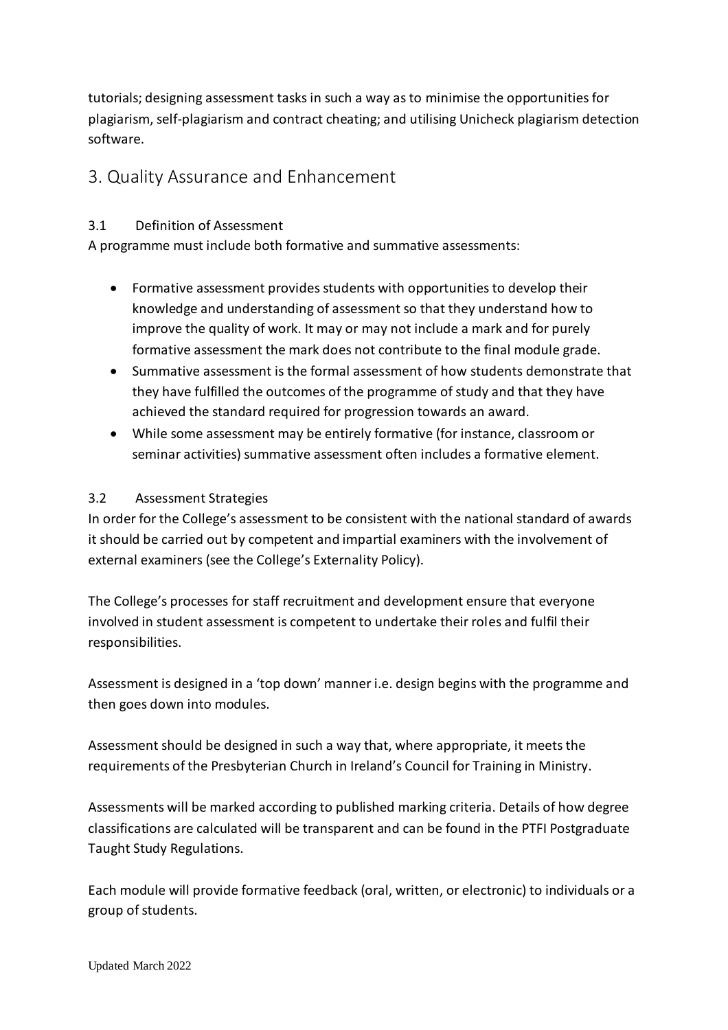tutorials; designing assessment tasks in such a way as to minimise the opportunities for plagiarism, self-plagiarism and contract cheating; and utilising Unicheck plagiarism detection software.

## 3. Quality Assurance and Enhancement

### 3.1 Definition of Assessment

A programme must include both formative and summative assessments:

- Formative assessment provides students with opportunities to develop their knowledge and understanding of assessment so that they understand how to improve the quality of work. It may or may not include a mark and for purely formative assessment the mark does not contribute to the final module grade.
- Summative assessment is the formal assessment of how students demonstrate that they have fulfilled the outcomes of the programme of study and that they have achieved the standard required for progression towards an award.
- While some assessment may be entirely formative (for instance, classroom or seminar activities) summative assessment often includes a formative element.

### 3.2 Assessment Strategies

In order for the College's assessment to be consistent with the national standard of awards it should be carried out by competent and impartial examiners with the involvement of external examiners (see the College's Externality Policy).

The College's processes for staff recruitment and development ensure that everyone involved in student assessment is competent to undertake their roles and fulfil their responsibilities.

Assessment is designed in a 'top down' manner i.e. design begins with the programme and then goes down into modules.

Assessment should be designed in such a way that, where appropriate, it meets the requirements of the Presbyterian Church in Ireland's Council for Training in Ministry.

Assessments will be marked according to published marking criteria. Details of how degree classifications are calculated will be transparent and can be found in the PTFI Postgraduate Taught Study Regulations.

Each module will provide formative feedback (oral, written, or electronic) to individuals or a group of students.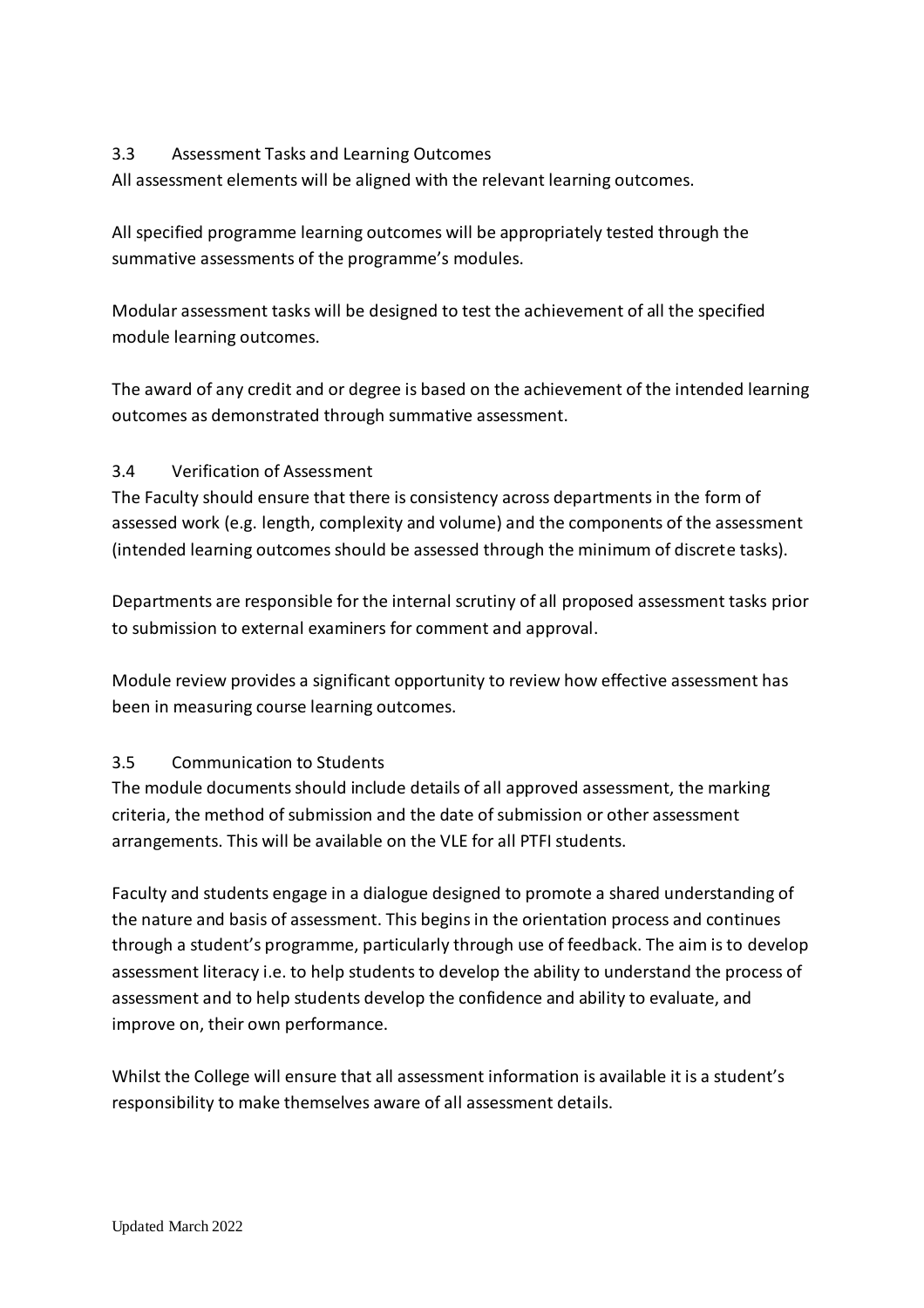### 3.3 Assessment Tasks and Learning Outcomes

All assessment elements will be aligned with the relevant learning outcomes.

All specified programme learning outcomes will be appropriately tested through the summative assessments of the programme's modules.

Modular assessment tasks will be designed to test the achievement of all the specified module learning outcomes.

The award of any credit and or degree is based on the achievement of the intended learning outcomes as demonstrated through summative assessment.

### 3.4 Verification of Assessment

The Faculty should ensure that there is consistency across departments in the form of assessed work (e.g. length, complexity and volume) and the components of the assessment (intended learning outcomes should be assessed through the minimum of discrete tasks).

Departments are responsible for the internal scrutiny of all proposed assessment tasks prior to submission to external examiners for comment and approval.

Module review provides a significant opportunity to review how effective assessment has been in measuring course learning outcomes.

### 3.5 Communication to Students

The module documents should include details of all approved assessment, the marking criteria, the method of submission and the date of submission or other assessment arrangements. This will be available on the VLE for all PTFI students.

Faculty and students engage in a dialogue designed to promote a shared understanding of the nature and basis of assessment. This begins in the orientation process and continues through a student's programme, particularly through use of feedback. The aim is to develop assessment literacy i.e. to help students to develop the ability to understand the process of assessment and to help students develop the confidence and ability to evaluate, and improve on, their own performance.

Whilst the College will ensure that all assessment information is available it is a student's responsibility to make themselves aware of all assessment details.

Updated March 2022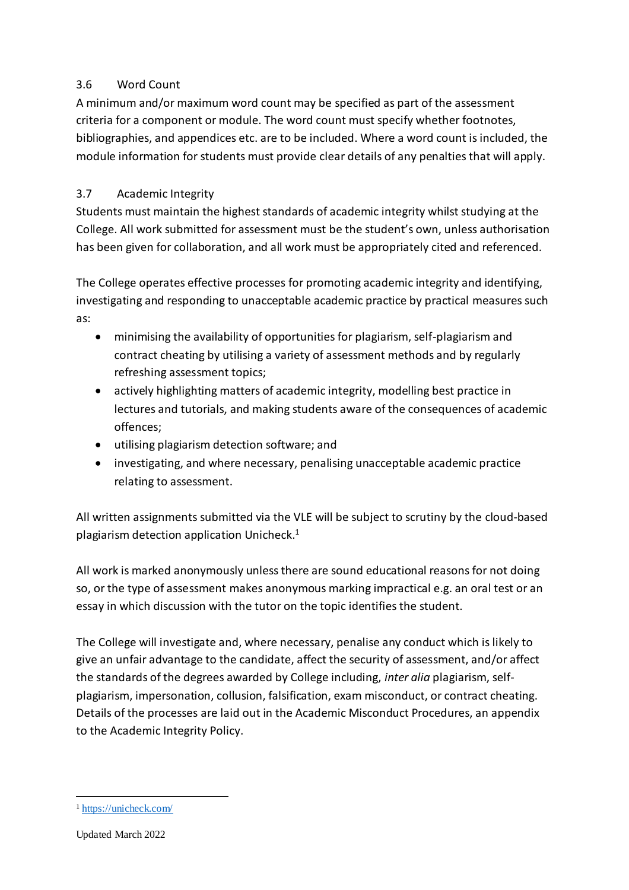### 3.6 Word Count

A minimum and/or maximum word count may be specified as part of the assessment criteria for a component or module. The word count must specify whether footnotes, bibliographies, and appendices etc. are to be included. Where a word count is included, the module information for students must provide clear details of any penalties that will apply.

### 3.7 Academic Integrity

Students must maintain the highest standards of academic integrity whilst studying at the College. All work submitted for assessment must be the student's own, unless authorisation has been given for collaboration, and all work must be appropriately cited and referenced.

The College operates effective processes for promoting academic integrity and identifying, investigating and responding to unacceptable academic practice by practical measures such as:

- minimising the availability of opportunities for plagiarism, self-plagiarism and contract cheating by utilising a variety of assessment methods and by regularly refreshing assessment topics;
- actively highlighting matters of academic integrity, modelling best practice in lectures and tutorials, and making students aware of the consequences of academic offences;
- utilising plagiarism detection software; and
- investigating, and where necessary, penalising unacceptable academic practice relating to assessment.

All written assignments submitted via the VLE will be subject to scrutiny by the cloud-based plagiarism detection application Unicheck.[1]

All work is marked anonymously unless there are sound educational reasons for not doing so, or the type of assessment makes anonymous marking impractical e.g. an oral test or an essay in which discussion with the tutor on the topic identifies the student.

The College will investigate and, where necessary, penalise any conduct which is likely to give an unfair advantage to the candidate, affect the security of assessment, and/or affect the standards of the degrees awarded by College including, *inter alia* plagiarism, self-plagiarism, impersonation, collusion, falsification, exam misconduct, or contract cheating. Details of the processes are laid out in the Academic Misconduct Procedures, an appendix to the Academic Integrity Policy.

[1] https://unicheck.com/

Updated March 2022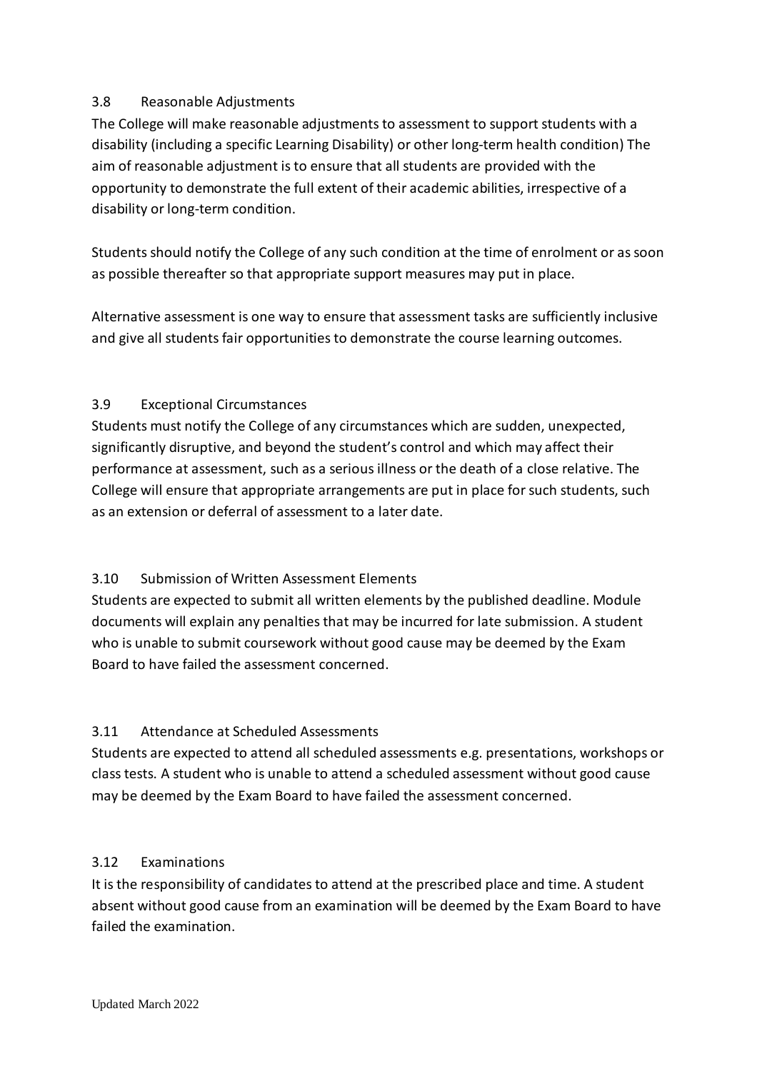### 3.8 Reasonable Adjustments

The College will make reasonable adjustments to assessment to support students with a disability (including a specific Learning Disability) or other long-term health condition) The aim of reasonable adjustment is to ensure that all students are provided with the opportunity to demonstrate the full extent of their academic abilities, irrespective of a disability or long-term condition.

Students should notify the College of any such condition at the time of enrolment or as soon as possible thereafter so that appropriate support measures may put in place.

Alternative assessment is one way to ensure that assessment tasks are sufficiently inclusive and give all students fair opportunities to demonstrate the course learning outcomes.

### 3.9 Exceptional Circumstances

Students must notify the College of any circumstances which are sudden, unexpected, significantly disruptive, and beyond the student's control and which may affect their performance at assessment, such as a serious illness or the death of a close relative. The College will ensure that appropriate arrangements are put in place for such students, such as an extension or deferral of assessment to a later date.

### 3.10 Submission of Written Assessment Elements

Students are expected to submit all written elements by the published deadline. Module documents will explain any penalties that may be incurred for late submission. A student who is unable to submit coursework without good cause may be deemed by the Exam Board to have failed the assessment concerned.

### 3.11 Attendance at Scheduled Assessments

Students are expected to attend all scheduled assessments e.g. presentations, workshops or class tests. A student who is unable to attend a scheduled assessment without good cause may be deemed by the Exam Board to have failed the assessment concerned.

### 3.12 Examinations

It is the responsibility of candidates to attend at the prescribed place and time. A student absent without good cause from an examination will be deemed by the Exam Board to have failed the examination.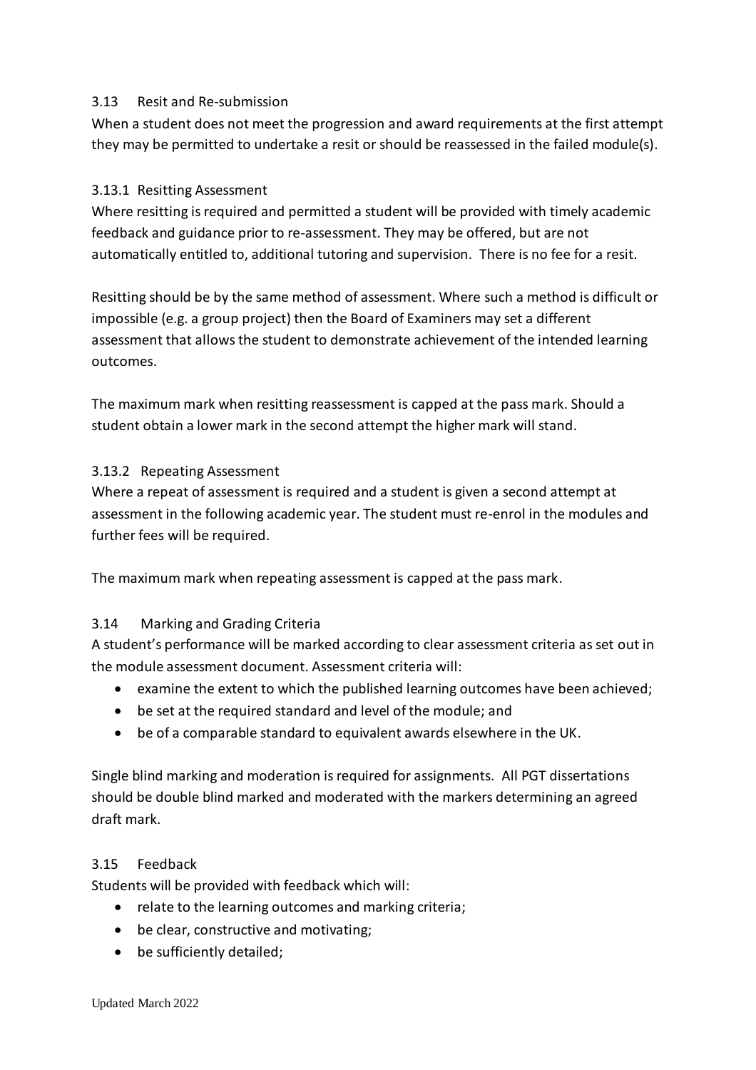### 3.13 Resit and Re-submission

When a student does not meet the progression and award requirements at the first attempt they may be permitted to undertake a resit or should be reassessed in the failed module(s).

#### 3.13.1 Resitting Assessment

Where resitting is required and permitted a student will be provided with timely academic feedback and guidance prior to re-assessment. They may be offered, but are not automatically entitled to, additional tutoring and supervision. There is no fee for a resit.

Resitting should be by the same method of assessment. Where such a method is difficult or impossible (e.g. a group project) then the Board of Examiners may set a different assessment that allows the student to demonstrate achievement of the intended learning outcomes.

The maximum mark when resitting reassessment is capped at the pass mark. Should a student obtain a lower mark in the second attempt the higher mark will stand.

#### 3.13.2 Repeating Assessment

Where a repeat of assessment is required and a student is given a second attempt at assessment in the following academic year. The student must re-enrol in the modules and further fees will be required.

The maximum mark when repeating assessment is capped at the pass mark.

### 3.14 Marking and Grading Criteria

A student's performance will be marked according to clear assessment criteria as set out in the module assessment document. Assessment criteria will:

- examine the extent to which the published learning outcomes have been achieved;
- be set at the required standard and level of the module; and
- be of a comparable standard to equivalent awards elsewhere in the UK.

Single blind marking and moderation is required for assignments. All PGT dissertations should be double blind marked and moderated with the markers determining an agreed draft mark.

### 3.15 Feedback

Students will be provided with feedback which will:

- relate to the learning outcomes and marking criteria;
- be clear, constructive and motivating;
- be sufficiently detailed;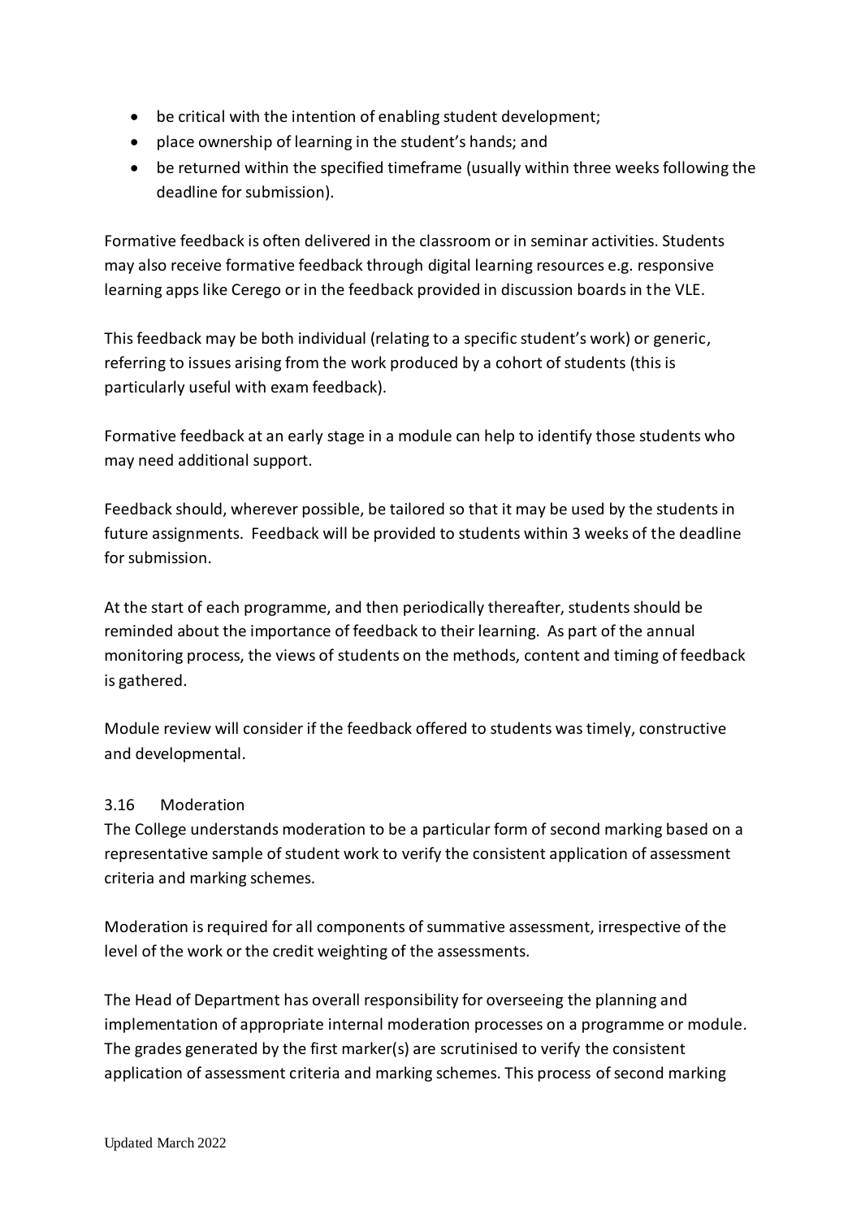- be critical with the intention of enabling student development;
- place ownership of learning in the student's hands; and
- be returned within the specified timeframe (usually within three weeks following the deadline for submission).

Formative feedback is often delivered in the classroom or in seminar activities. Students may also receive formative feedback through digital learning resources e.g. responsive learning apps like Cerego or in the feedback provided in discussion boards in the VLE.

This feedback may be both individual (relating to a specific student's work) or generic, referring to issues arising from the work produced by a cohort of students (this is particularly useful with exam feedback).

Formative feedback at an early stage in a module can help to identify those students who may need additional support.

Feedback should, wherever possible, be tailored so that it may be used by the students in future assignments. Feedback will be provided to students within 3 weeks of the deadline for submission.

At the start of each programme, and then periodically thereafter, students should be reminded about the importance of feedback to their learning. As part of the annual monitoring process, the views of students on the methods, content and timing of feedback is gathered.

Module review will consider if the feedback offered to students was timely, constructive and developmental.

### 3.16 Moderation

The College understands moderation to be a particular form of second marking based on a representative sample of student work to verify the consistent application of assessment criteria and marking schemes.

Moderation is required for all components of summative assessment, irrespective of the level of the work or the credit weighting of the assessments.

The Head of Department has overall responsibility for overseeing the planning and implementation of appropriate internal moderation processes on a programme or module. The grades generated by the first marker(s) are scrutinised to verify the consistent application of assessment criteria and marking schemes. This process of second marking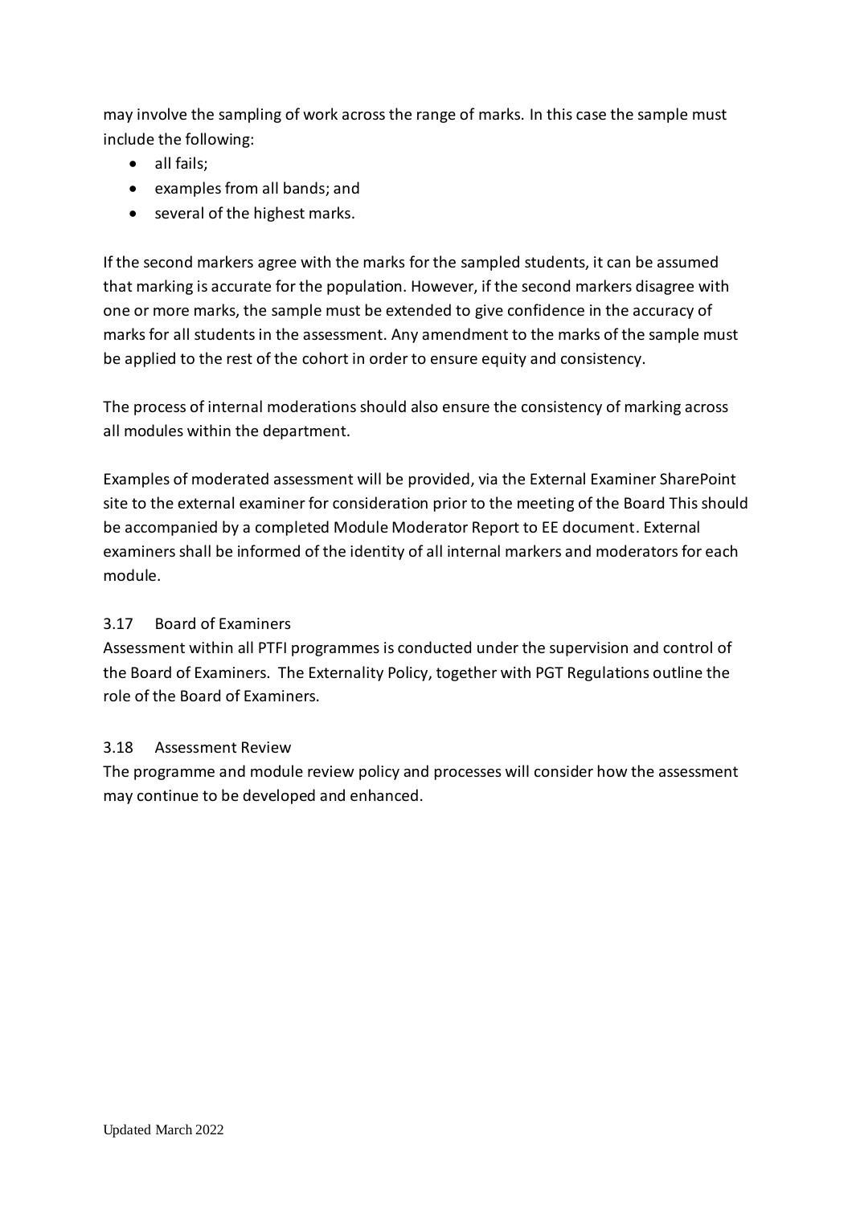may involve the sampling of work across the range of marks. In this case the sample must include the following:

- all fails;
- examples from all bands; and
- several of the highest marks.

If the second markers agree with the marks for the sampled students, it can be assumed that marking is accurate for the population. However, if the second markers disagree with one or more marks, the sample must be extended to give confidence in the accuracy of marks for all students in the assessment. Any amendment to the marks of the sample must be applied to the rest of the cohort in order to ensure equity and consistency.

The process of internal moderations should also ensure the consistency of marking across all modules within the department.

Examples of moderated assessment will be provided, via the External Examiner SharePoint site to the external examiner for consideration prior to the meeting of the Board This should be accompanied by a completed Module Moderator Report to EE document. External examiners shall be informed of the identity of all internal markers and moderators for each module.

### 3.17 Board of Examiners

Assessment within all PTFI programmes is conducted under the supervision and control of the Board of Examiners. The Externality Policy, together with PGT Regulations outline the role of the Board of Examiners.

### 3.18 Assessment Review

The programme and module review policy and processes will consider how the assessment may continue to be developed and enhanced.

Updated March 2022